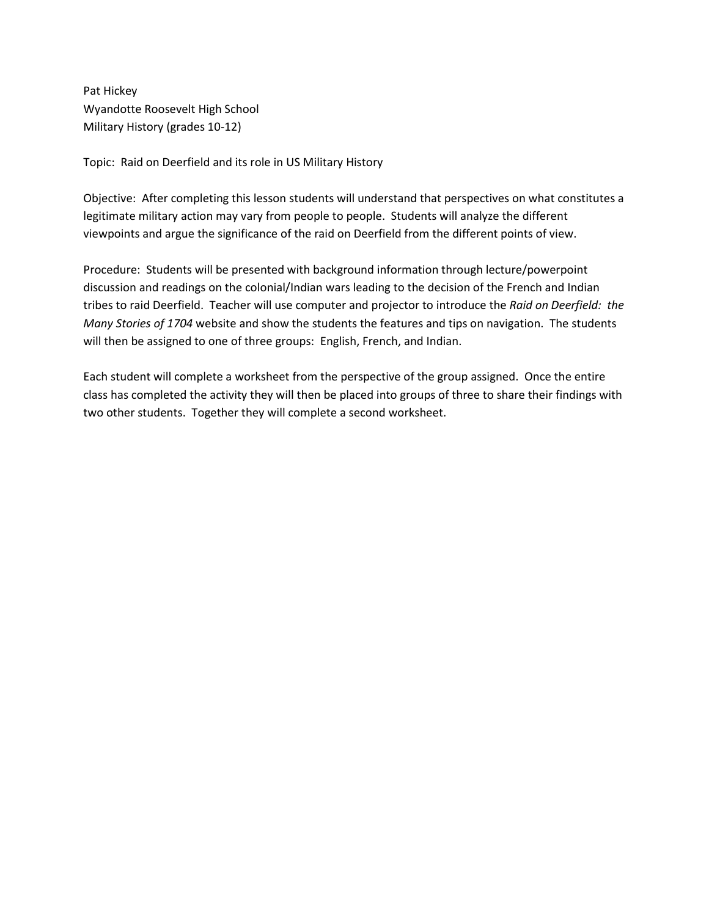Pat Hickey
Wyandotte Roosevelt High School
Military History (grades 10-12)

Topic: Raid on Deerfield and its role in US Military History

Objective: After completing this lesson students will understand that perspectives on what constitutes a legitimate military action may vary from people to people. Students will analyze the different viewpoints and argue the significance of the raid on Deerfield from the different points of view.

Procedure: Students will be presented with background information through lecture/powerpoint discussion and readings on the colonial/Indian wars leading to the decision of the French and Indian tribes to raid Deerfield. Teacher will use computer and projector to introduce the *Raid on Deerfield: the Many Stories of 1704* website and show the students the features and tips on navigation. The students will then be assigned to one of three groups: English, French, and Indian.

Each student will complete a worksheet from the perspective of the group assigned. Once the entire class has completed the activity they will then be placed into groups of three to share their findings with two other students. Together they will complete a second worksheet.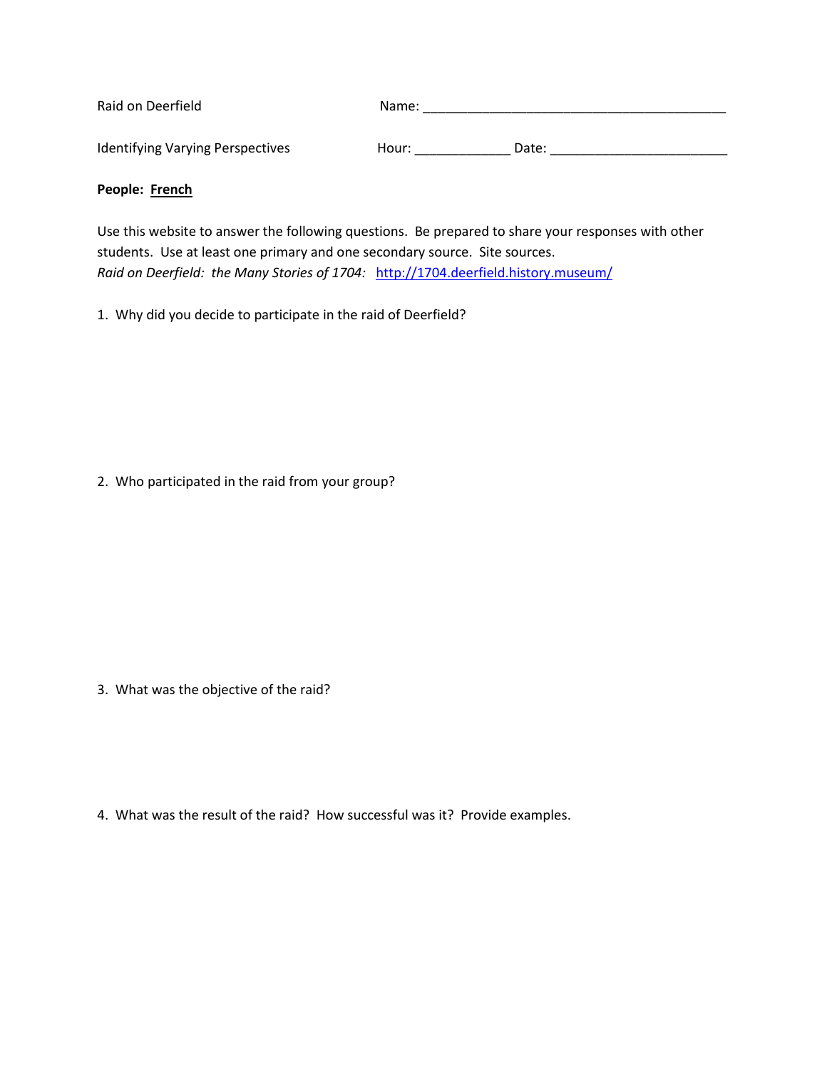Raid on Deerfield Name: ________________________________________

Identifying Varying Perspectives Hour: ____________ Date: ______________________

**People: French**

Use this website to answer the following questions. Be prepared to share your responses with other students. Use at least one primary and one secondary source. Site sources.
*Raid on Deerfield: the Many Stories of 1704:* http://1704.deerfield.history.museum/

1. Why did you decide to participate in the raid of Deerfield?

2. Who participated in the raid from your group?

3. What was the objective of the raid?

4. What was the result of the raid? How successful was it? Provide examples.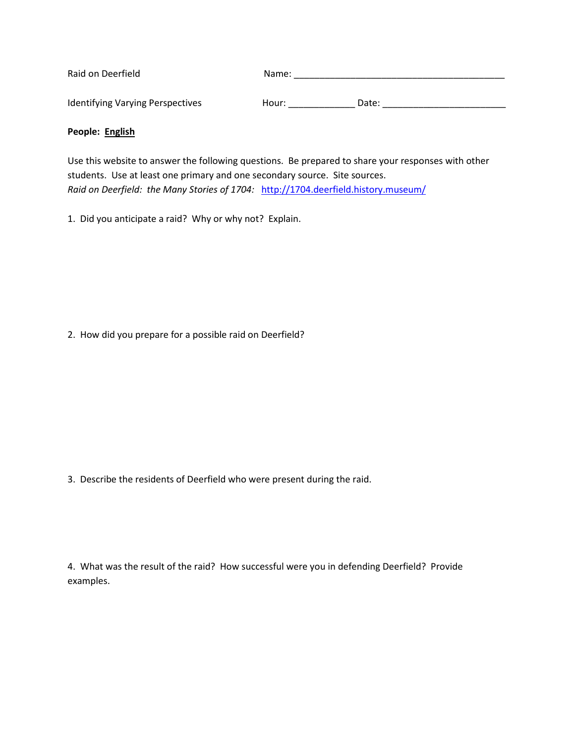Raid on Deerfield Name: ___________________________________________

Identifying Varying Perspectives Hour: _____________ Date: ________________________

**People:** **English**

Use this website to answer the following questions. Be prepared to share your responses with other students. Use at least one primary and one secondary source. Site sources.

*Raid on Deerfield: the Many Stories of 1704:* http://1704.deerfield.history.museum/

1. Did you anticipate a raid? Why or why not? Explain.

2. How did you prepare for a possible raid on Deerfield?

3. Describe the residents of Deerfield who were present during the raid.

4. What was the result of the raid? How successful were you in defending Deerfield? Provide examples.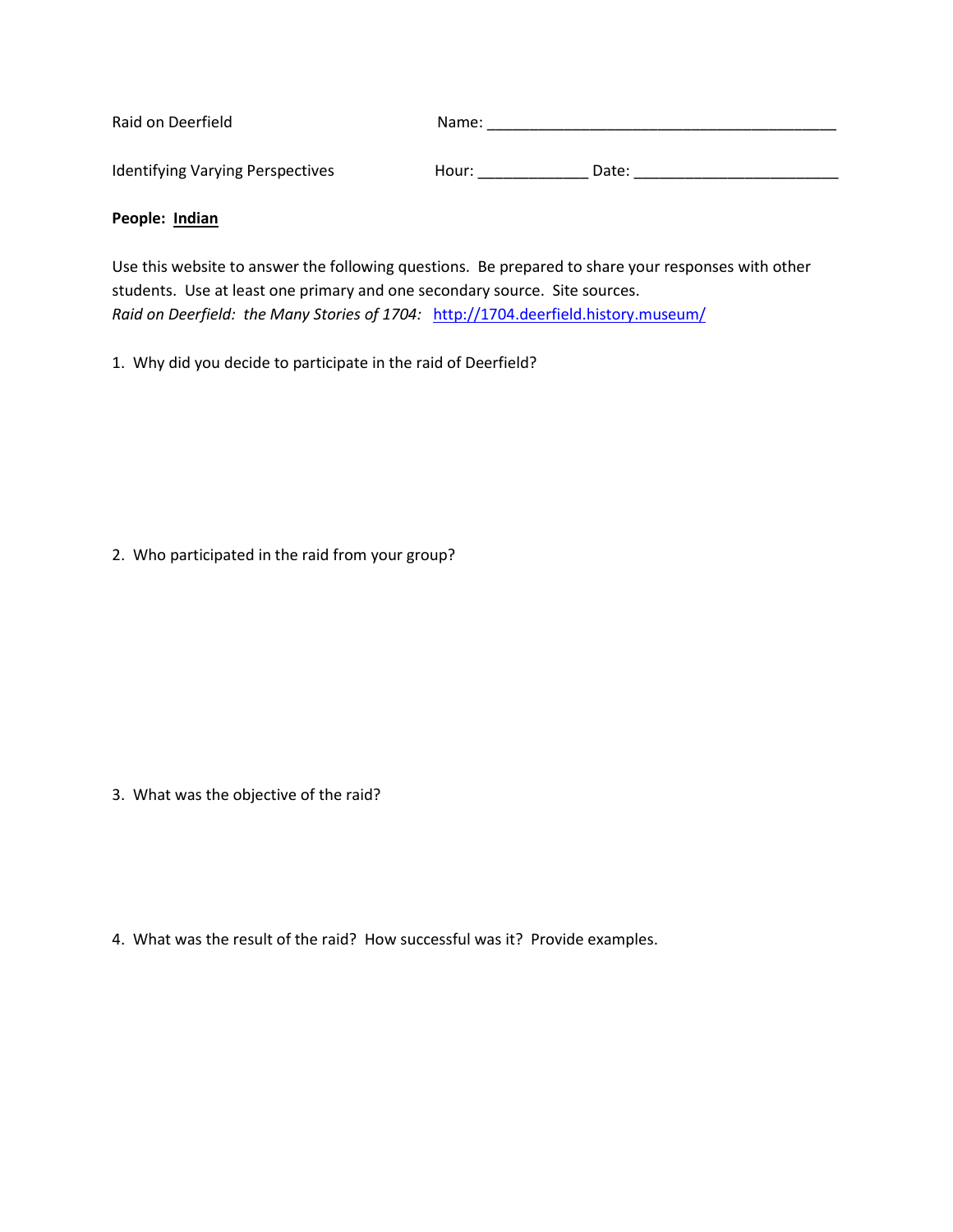Raid on Deerfield Name: ________________________________________

Identifying Varying Perspectives Hour: ____________ Date: _______________________

**People: <u>Indian</u>**

Use this website to answer the following questions. Be prepared to share your responses with other students. Use at least one primary and one secondary source. Site sources.
*Raid on Deerfield: the Many Stories of 1704:* [http://1704.deerfield.history.museum/](http://1704.deerfield.history.museum/)

1. Why did you decide to participate in the raid of Deerfield?

2. Who participated in the raid from your group?

3. What was the objective of the raid?

4. What was the result of the raid? How successful was it? Provide examples.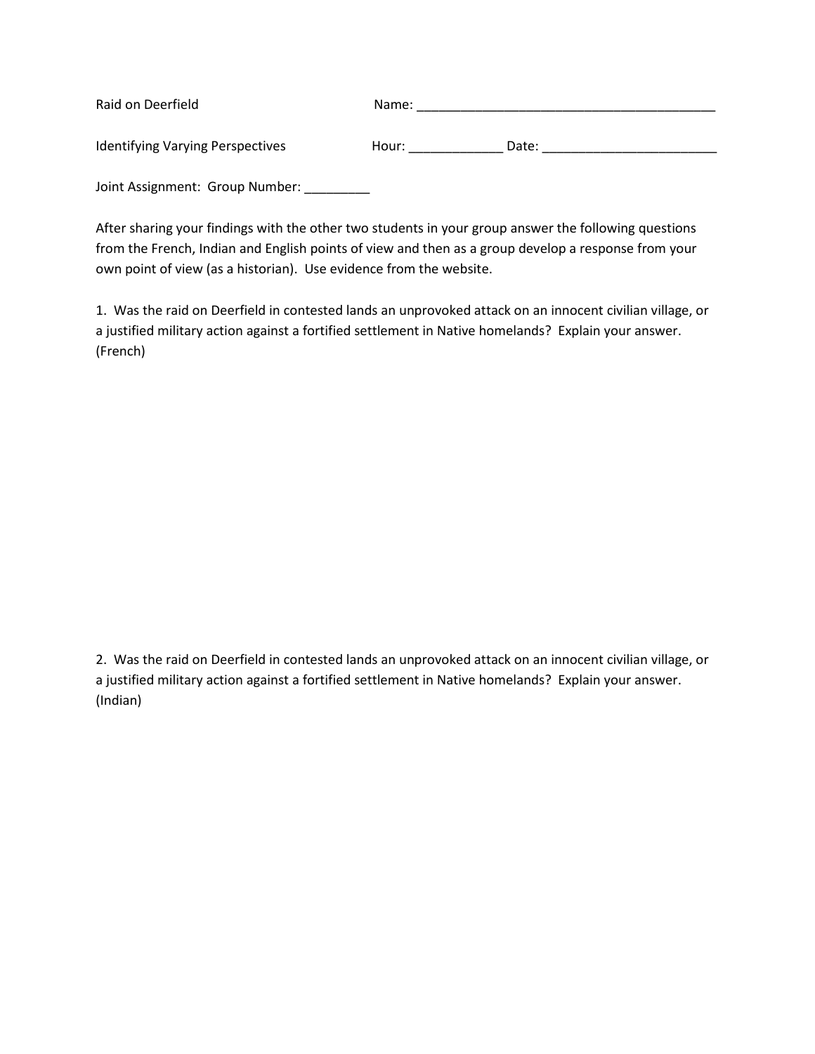Raid on Deerfield Name: ___________________________________________

Identifying Varying Perspectives Hour: _____________ Date: ________________________

Joint Assignment: Group Number: _________

After sharing your findings with the other two students in your group answer the following questions from the French, Indian and English points of view and then as a group develop a response from your own point of view (as a historian). Use evidence from the website.

1. Was the raid on Deerfield in contested lands an unprovoked attack on an innocent civilian village, or a justified military action against a fortified settlement in Native homelands? Explain your answer. (French)

2. Was the raid on Deerfield in contested lands an unprovoked attack on an innocent civilian village, or a justified military action against a fortified settlement in Native homelands? Explain your answer. (Indian)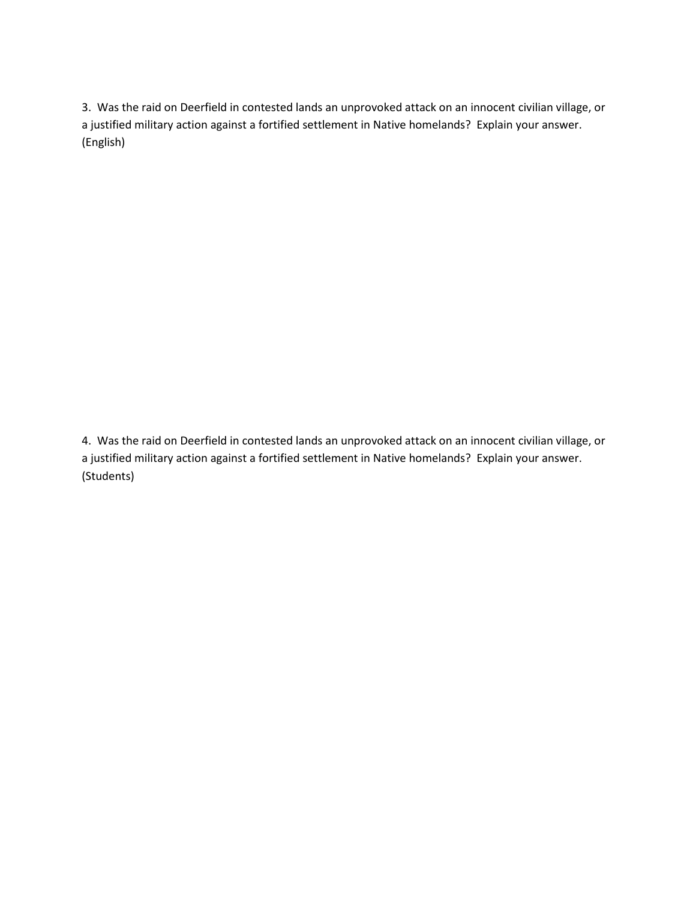3. Was the raid on Deerfield in contested lands an unprovoked attack on an innocent civilian village, or a justified military action against a fortified settlement in Native homelands? Explain your answer. (English)

4. Was the raid on Deerfield in contested lands an unprovoked attack on an innocent civilian village, or a justified military action against a fortified settlement in Native homelands? Explain your answer. (Students)